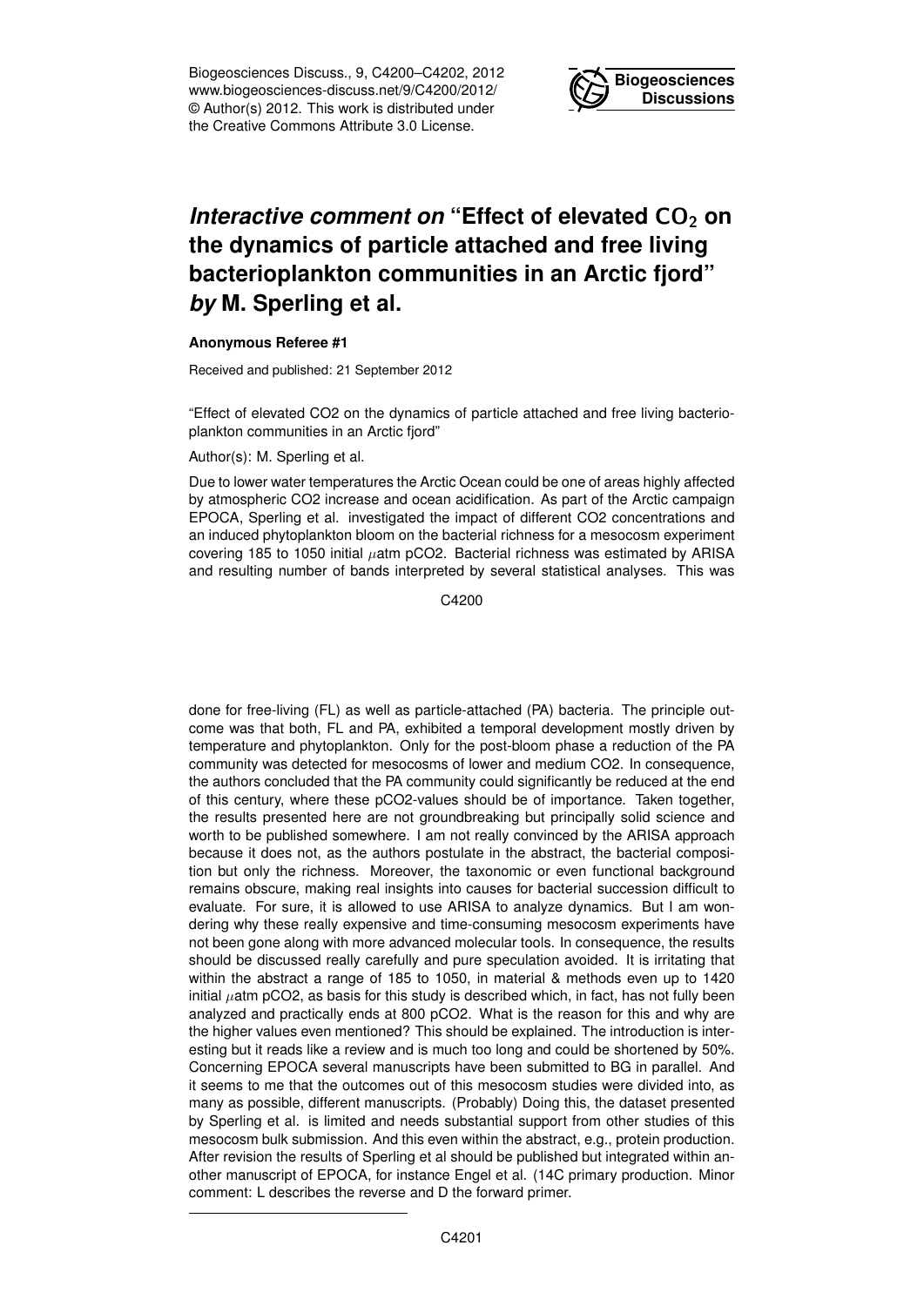# *Interactive comment on* "Effect of elevated $CO_2$ on the dynamics of particle attached and free living bacterioplankton communities in an Arctic fjord" *by* M. Sperling et al.

**Anonymous Referee #1**

Received and published: 21 September 2012

"Effect of elevated CO2 on the dynamics of particle attached and free living bacterioplankton communities in an Arctic fjord"

Author(s): M. Sperling et al.

Due to lower water temperatures the Arctic Ocean could be one of areas highly affected by atmospheric CO2 increase and ocean acidification. As part of the Arctic campaign EPOCA, Sperling et al. investigated the impact of different CO2 concentrations and an induced phytoplankton bloom on the bacterial richness for a mesocosm experiment covering 185 to 1050 initial $\mu$atm pCO2. Bacterial richness was estimated by ARISA and resulting number of bands interpreted by several statistical analyses. This was done for free-living (FL) as well as particle-attached (PA) bacteria. The principle outcome was that both, FL and PA, exhibited a temporal development mostly driven by temperature and phytoplankton. Only for the post-bloom phase a reduction of the PA community was detected for mesocosms of lower and medium CO2. In consequence, the authors concluded that the PA community could significantly be reduced at the end of this century, where these pCO2-values should be of importance. Taken together, the results presented here are not groundbreaking but principally solid science and worth to be published somewhere. I am not really convinced by the ARISA approach because it does not, as the authors postulate in the abstract, the bacterial composition but only the richness. Moreover, the taxonomic or even functional background remains obscure, making real insights into causes for bacterial succession difficult to evaluate. For sure, it is allowed to use ARISA to analyze dynamics. But I am wondering why these really expensive and time-consuming mesocosm experiments have not been gone along with more advanced molecular tools. In consequence, the results should be discussed really carefully and pure speculation avoided. It is irritating that within the abstract a range of 185 to 1050, in material & methods even up to 1420 initial $\mu$atm pCO2, as basis for this study is described which, in fact, has not fully been analyzed and practically ends at 800 pCO2. What is the reason for this and why are the higher values even mentioned? This should be explained. The introduction is interesting but it reads like a review and is much too long and could be shortened by 50%. Concerning EPOCA several manuscripts have been submitted to BG in parallel. And it seems to me that the outcomes out of this mesocosm studies were divided into, as many as possible, different manuscripts. (Probably) Doing this, the dataset presented by Sperling et al. is limited and needs substantial support from other studies of this mesocosm bulk submission. And this even within the abstract, e.g., protein production. After revision the results of Sperling et al should be published but integrated within another manuscript of EPOCA, for instance Engel et al. (14C primary production. Minor comment: L describes the reverse and D the forward primer.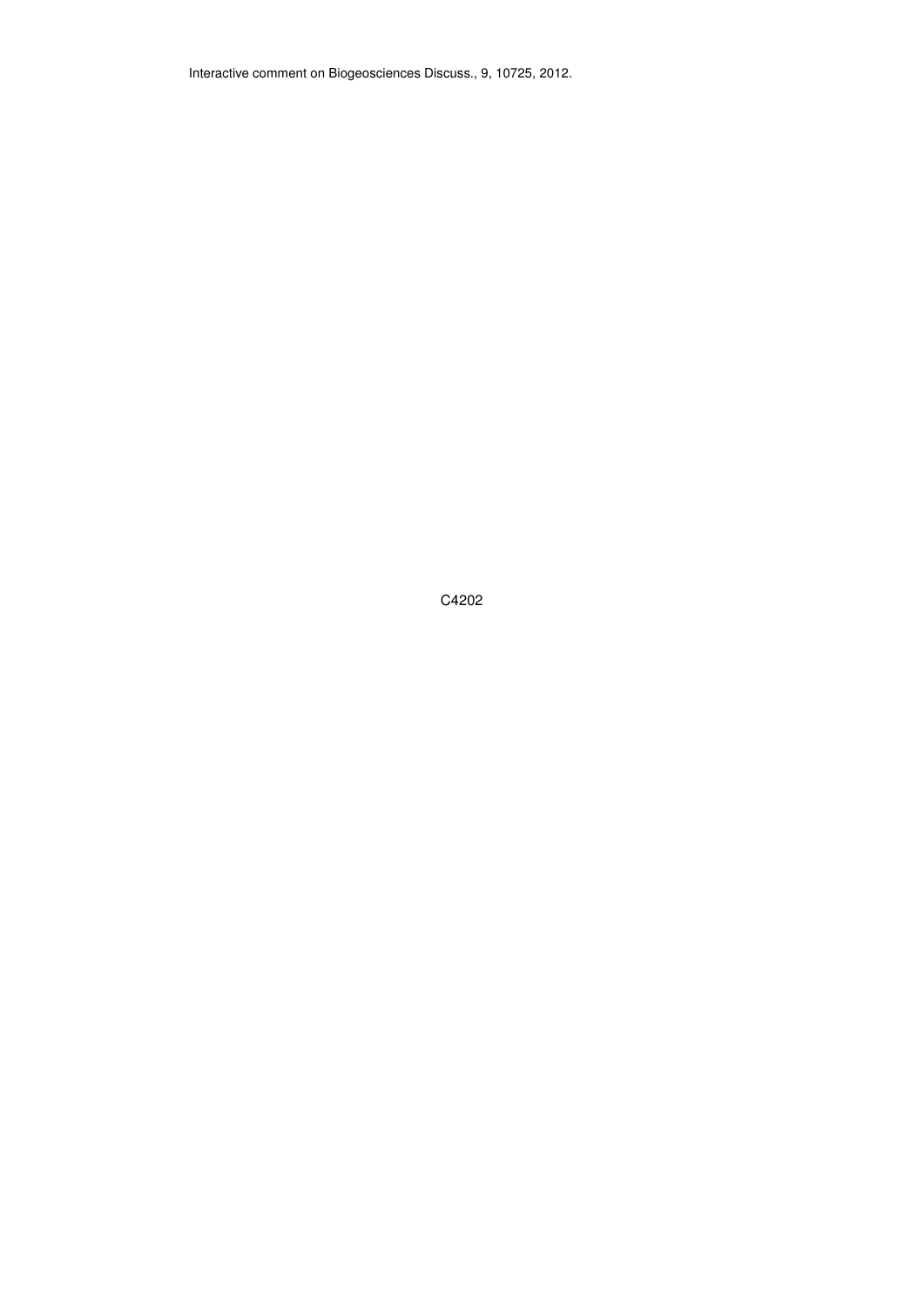Interactive comment on Biogeosciences Discuss., 9, 10725, 2012.